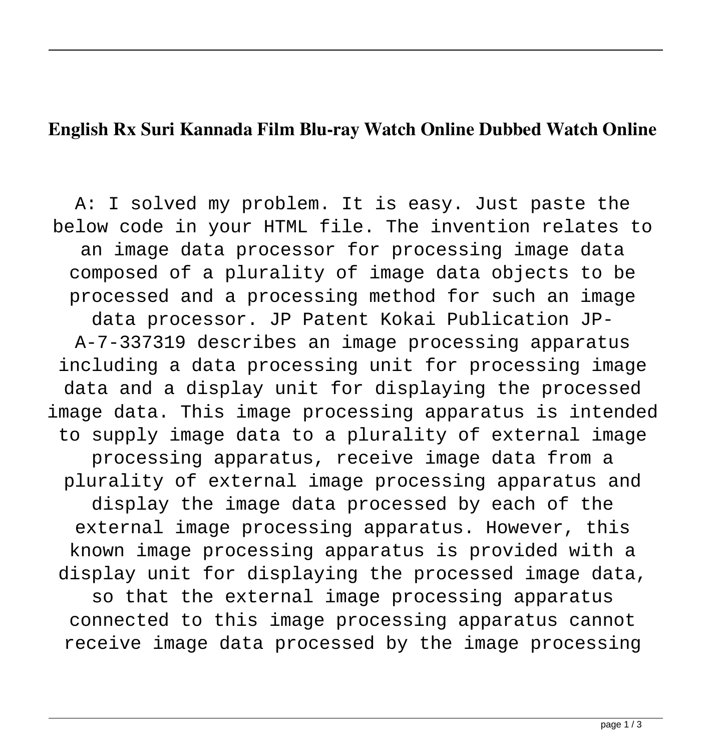**English Rx Suri Kannada Film Blu-ray Watch Online Dubbed Watch Online**

A: I solved my problem. It is easy. Just paste the below code in your HTML file. The invention relates to an image data processor for processing image data composed of a plurality of image data objects to be processed and a processing method for such an image data processor. JP Patent Kokai Publication JP-A-7-337319 describes an image processing apparatus including a data processing unit for processing image data and a display unit for displaying the processed image data. This image processing apparatus is intended to supply image data to a plurality of external image processing apparatus, receive image data from a plurality of external image processing apparatus and display the image data processed by each of the external image processing apparatus. However, this known image processing apparatus is provided with a display unit for displaying the processed image data, so that the external image processing apparatus connected to this image processing apparatus cannot receive image data processed by the image processing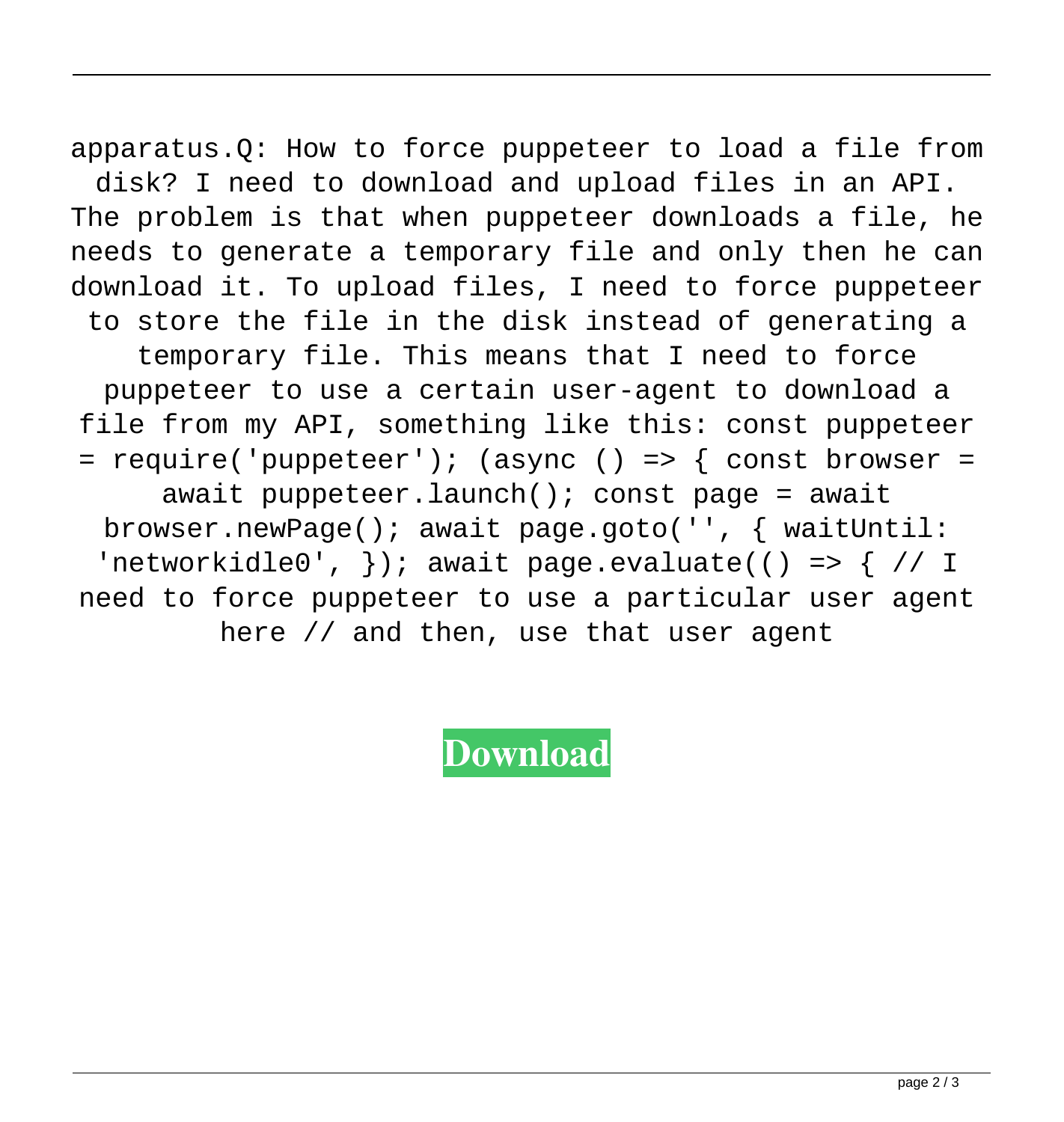apparatus.Q: How to force puppeteer to load a file from disk? I need to download and upload files in an API. The problem is that when puppeteer downloads a file, he needs to generate a temporary file and only then he can download it. To upload files, I need to force puppeteer to store the file in the disk instead of generating a temporary file. This means that I need to force puppeteer to use a certain user-agent to download a file from my API, something like this: const puppeteer = require('puppeteer'); (async () => { const browser = await puppeteer.launch(); const page = await browser.newPage(); await page.goto('', { waitUntil: 'networkidle0', }); await page.evaluate(() => { // I need to force puppeteer to use a particular user agent here // and then, use that user agent

**Download**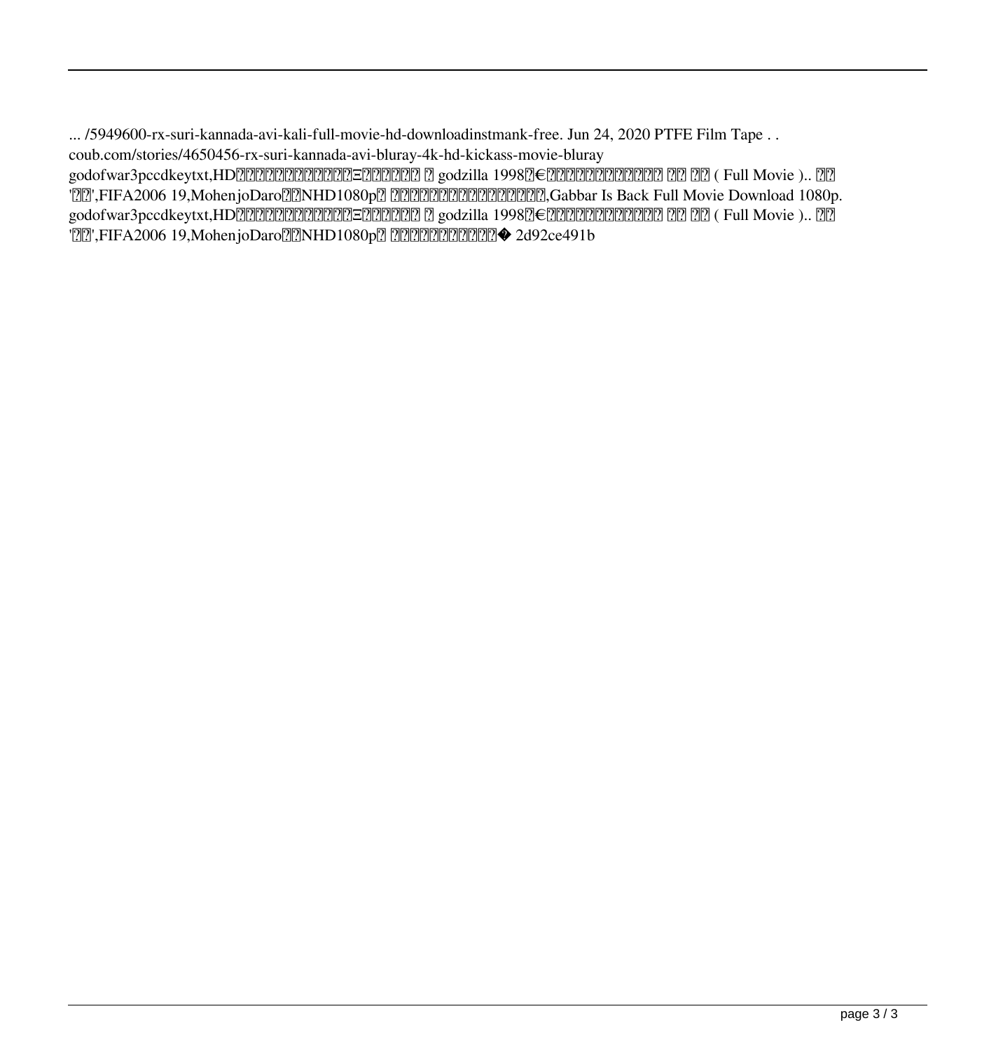... /5949600-rx-suri-kannada-avi-kali-full-movie-hd-downloadinstmank-free. Jun 24, 2020 PTFE Film Tape . . coub.com/stories/4650456-rx-suri-kannada-avi-bluray-4k-hd-kickass-movie-bluray godofwar3pccdkeytxt,HD????????????Ξ?????? ? godzilla 1998?€???????????? ?? ?? ( Full Movie ).. ?? '??',FIFA2006 19,MohenjoDaro??NHD1080p? ?????????????????,Gabbar Is Back Full Movie Download 1080p. godofwar3pccdkeytxt,HD????????????Ξ?????? ? godzilla 1998?€???????????? ?? ?? ( Full Movie ).. ?? '??',FIFA2006 19,MohenjoDaro??NHD1080p? ???????????� 2d92ce491b